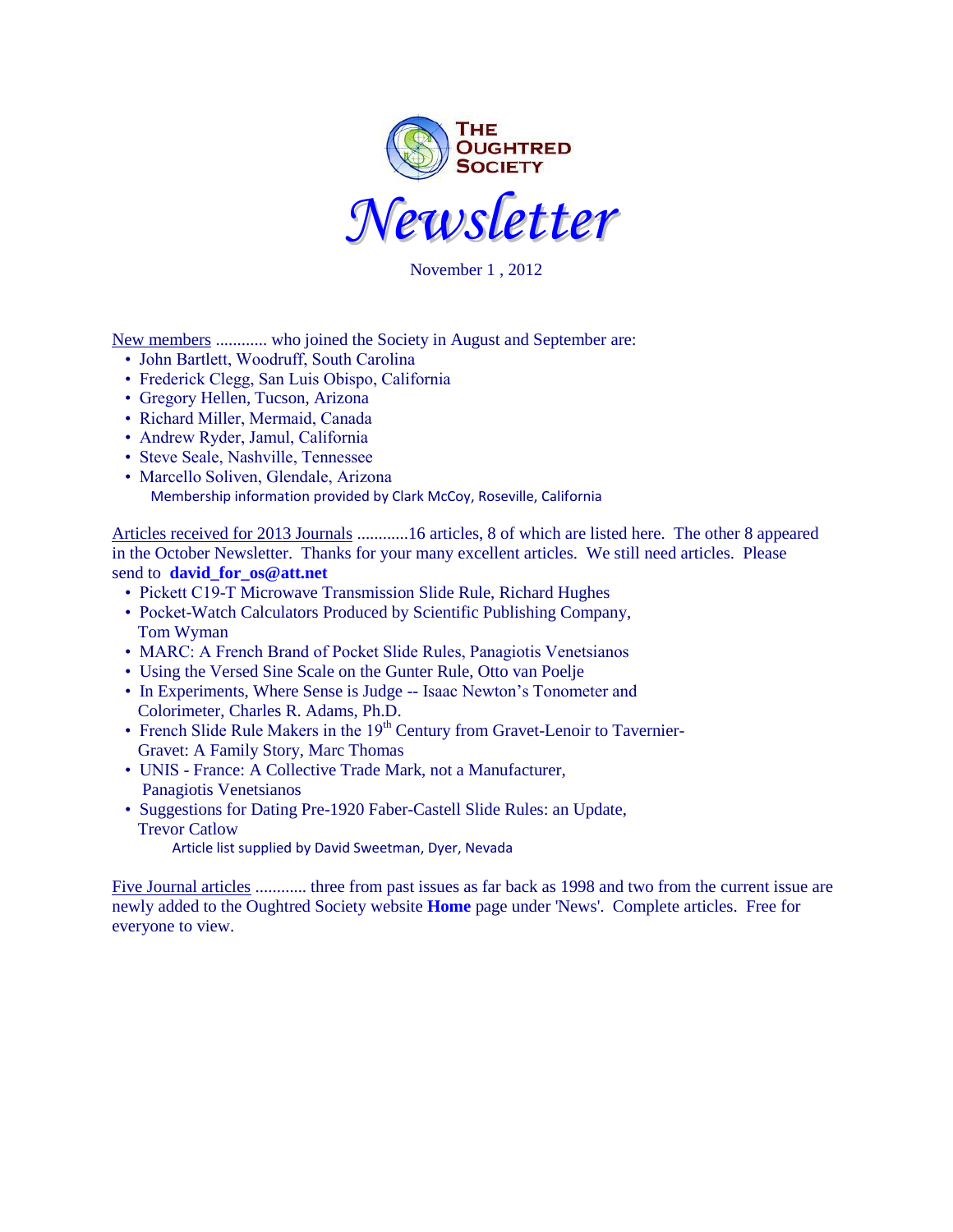# The Oughtred Society

# *Newsletter*

November 1 , 2012

New members ............ who joined the Society in August and September are:

- John Bartlett, Woodruff, South Carolina
- Frederick Clegg, San Luis Obispo, California
- Gregory Hellen, Tucson, Arizona
- Richard Miller, Mermaid, Canada
- Andrew Ryder, Jamul, California
- Steve Seale, Nashville, Tennessee
- Marcello Soliven, Glendale, Arizona

Membership information provided by Clark McCoy, Roseville, California

Articles received for 2013 Journals ............16 articles, 8 of which are listed here. The other 8 appeared in the October Newsletter. Thanks for your many excellent articles. We still need articles. Please send to **david_for_os@att.net**

- Pickett C19-T Microwave Transmission Slide Rule, Richard Hughes
- Pocket-Watch Calculators Produced by Scientific Publishing Company, Tom Wyman
- MARC: A French Brand of Pocket Slide Rules, Panagiotis Venetsianos
- Using the Versed Sine Scale on the Gunter Rule, Otto van Poelje
- In Experiments, Where Sense is Judge -- Isaac Newton's Tonometer and Colorimeter, Charles R. Adams, Ph.D.
- French Slide Rule Makers in the 19th Century from Gravet-Lenoir to Tavernier-Gravet: A Family Story, Marc Thomas
- UNIS - France: A Collective Trade Mark, not a Manufacturer, Panagiotis Venetsianos
- Suggestions for Dating Pre-1920 Faber-Castell Slide Rules: an Update, Trevor Catlow

Article list supplied by David Sweetman, Dyer, Nevada

Five Journal articles ............ three from past issues as far back as 1998 and two from the current issue are newly added to the Oughtred Society website **Home** page under 'News'. Complete articles. Free for everyone to view.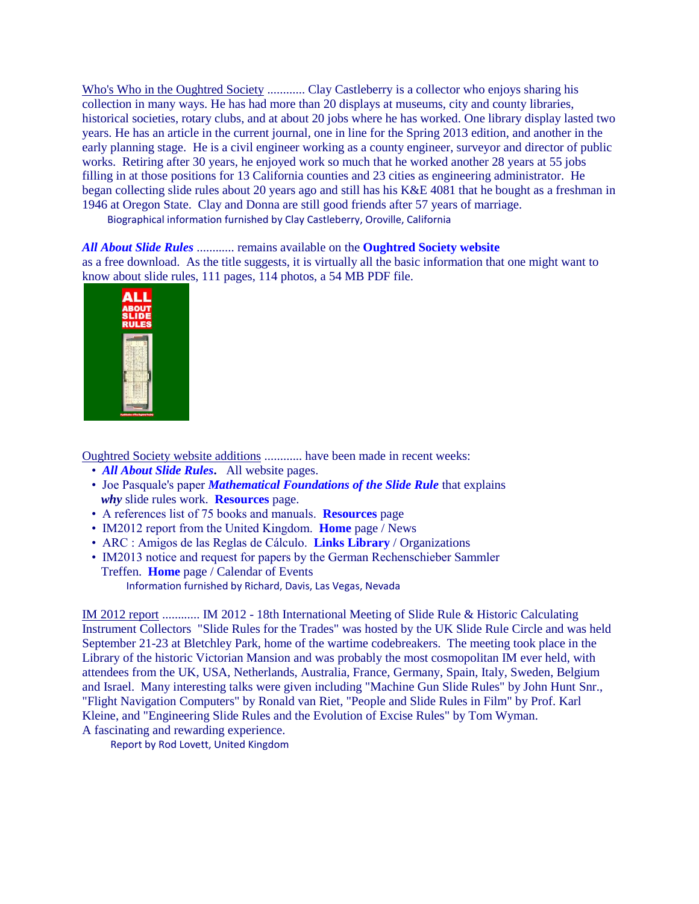Who's Who in the Oughtred Society ............ Clay Castleberry is a collector who enjoys sharing his collection in many ways. He has had more than 20 displays at museums, city and county libraries, historical societies, rotary clubs, and at about 20 jobs where he has worked. One library display lasted two years. He has an article in the current journal, one in line for the Spring 2013 edition, and another in the early planning stage. He is a civil engineer working as a county engineer, surveyor and director of public works. Retiring after 30 years, he enjoyed work so much that he worked another 28 years at 55 jobs filling in at those positions for 13 California counties and 23 cities as engineering administrator. He began collecting slide rules about 20 years ago and still has his K&E 4081 that he bought as a freshman in 1946 at Oregon State. Clay and Donna are still good friends after 57 years of marriage.

Biographical information furnished by Clay Castleberry, Oroville, California

***All About Slide Rules*** ............ remains available on the **Oughtred Society website** as a free download. As the title suggests, it is virtually all the basic information that one might want to know about slide rules, 111 pages, 114 photos, a 54 MB PDF file.

Oughtred Society website additions ............ have been made in recent weeks:

- ***All About Slide Rules***. All website pages.
- Joe Pasquale's paper ***Mathematical Foundations of the Slide Rule*** that explains ***why*** slide rules work. **Resources** page.
- A references list of 75 books and manuals. **Resources** page
- IM2012 report from the United Kingdom. **Home** page / News
- ARC : Amigos de las Reglas de Cálculo. **Links Library** / Organizations
- IM2013 notice and request for papers by the German Rechenschieber Sammler Treffen. **Home** page / Calendar of Events

Information furnished by Richard, Davis, Las Vegas, Nevada

IM 2012 report ............ IM 2012 - 18th International Meeting of Slide Rule & Historic Calculating Instrument Collectors "Slide Rules for the Trades" was hosted by the UK Slide Rule Circle and was held September 21-23 at Bletchley Park, home of the wartime codebreakers. The meeting took place in the Library of the historic Victorian Mansion and was probably the most cosmopolitan IM ever held, with attendees from the UK, USA, Netherlands, Australia, France, Germany, Spain, Italy, Sweden, Belgium and Israel. Many interesting talks were given including "Machine Gun Slide Rules" by John Hunt Snr., "Flight Navigation Computers" by Ronald van Riet, "People and Slide Rules in Film" by Prof. Karl Kleine, and "Engineering Slide Rules and the Evolution of Excise Rules" by Tom Wyman. A fascinating and rewarding experience.

Report by Rod Lovett, United Kingdom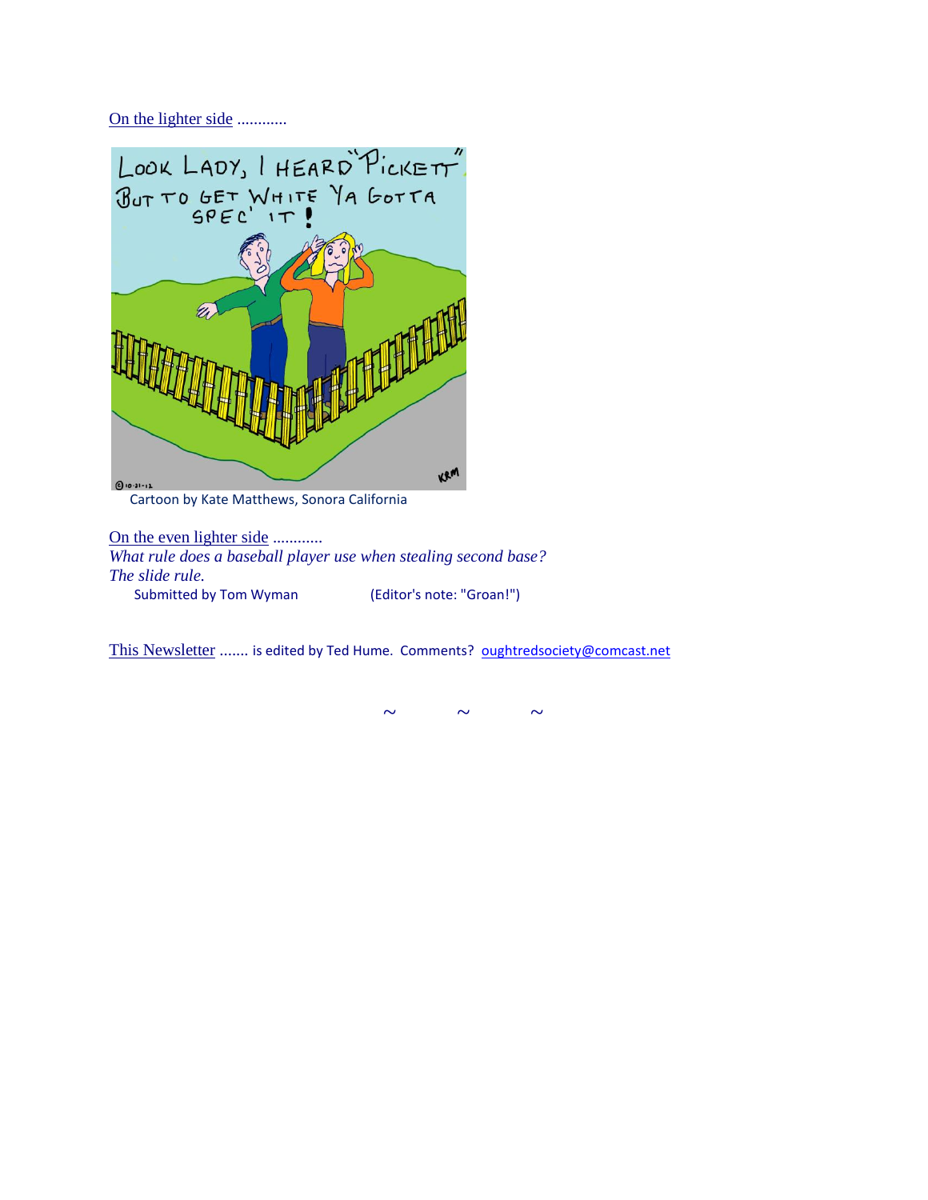On the lighter side ............

Cartoon by Kate Matthews, Sonora California

On the even lighter side ............

*What rule does a baseball player use when stealing second base?*
*The slide rule.*

Submitted by Tom Wyman (Editor's note: "Groan!")

This Newsletter ....... is edited by Ted Hume. Comments? oughtredsociety@comcast.net

~ ~ ~